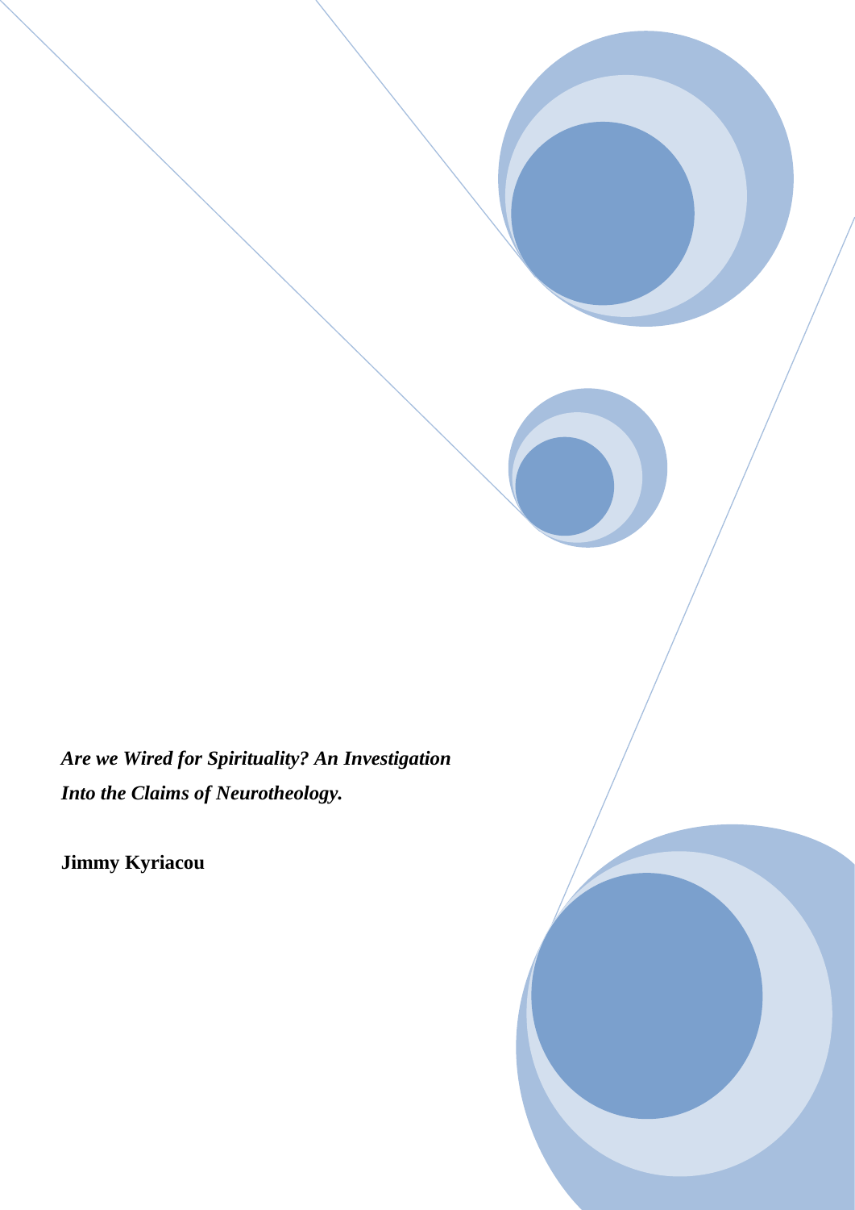***Are we Wired for Spirituality? An Investigation Into the Claims of Neurotheology.***

**Jimmy Kyriacou**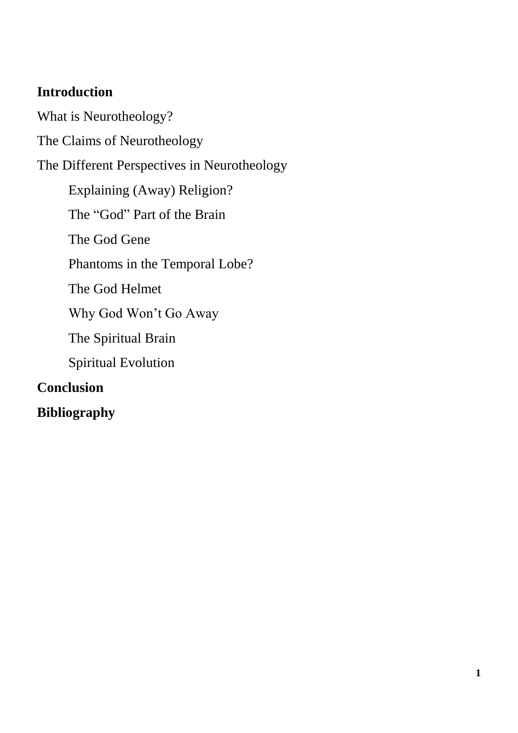**Introduction**

What is Neurotheology?

The Claims of Neurotheology

The Different Perspectives in Neurotheology

- Explaining (Away) Religion?
- The "God" Part of the Brain
- The God Gene
- Phantoms in the Temporal Lobe?
- The God Helmet
- Why God Won't Go Away
- The Spiritual Brain
- Spiritual Evolution

**Conclusion**

**Bibliography**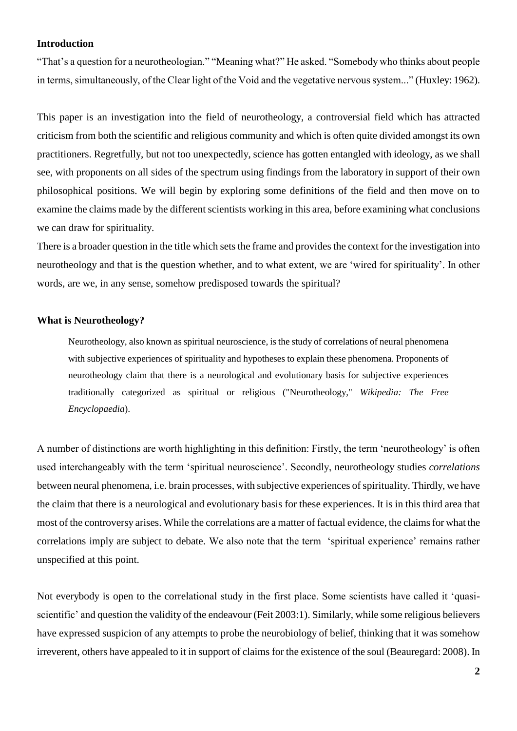## Introduction

"That's a question for a neurotheologian." "Meaning what?" He asked. "Somebody who thinks about people in terms, simultaneously, of the Clear light of the Void and the vegetative nervous system..." (Huxley: 1962).

This paper is an investigation into the field of neurotheology, a controversial field which has attracted criticism from both the scientific and religious community and which is often quite divided amongst its own practitioners. Regretfully, but not too unexpectedly, science has gotten entangled with ideology, as we shall see, with proponents on all sides of the spectrum using findings from the laboratory in support of their own philosophical positions. We will begin by exploring some definitions of the field and then move on to examine the claims made by the different scientists working in this area, before examining what conclusions we can draw for spirituality.

There is a broader question in the title which sets the frame and provides the context for the investigation into neurotheology and that is the question whether, and to what extent, we are 'wired for spirituality'. In other words, are we, in any sense, somehow predisposed towards the spiritual?

## What is Neurotheology?

> Neurotheology, also known as spiritual neuroscience, is the study of correlations of neural phenomena with subjective experiences of spirituality and hypotheses to explain these phenomena. Proponents of neurotheology claim that there is a neurological and evolutionary basis for subjective experiences traditionally categorized as spiritual or religious ("Neurotheology," *Wikipedia: The Free Encyclopaedia*).

A number of distinctions are worth highlighting in this definition: Firstly, the term 'neurotheology' is often used interchangeably with the term 'spiritual neuroscience'. Secondly, neurotheology studies *correlations* between neural phenomena, i.e. brain processes, with subjective experiences of spirituality. Thirdly, we have the claim that there is a neurological and evolutionary basis for these experiences. It is in this third area that most of the controversy arises. While the correlations are a matter of factual evidence, the claims for what the correlations imply are subject to debate. We also note that the term 'spiritual experience' remains rather unspecified at this point.

Not everybody is open to the correlational study in the first place. Some scientists have called it 'quasi-scientific' and question the validity of the endeavour (Feit 2003:1). Similarly, while some religious believers have expressed suspicion of any attempts to probe the neurobiology of belief, thinking that it was somehow irreverent, others have appealed to it in support of claims for the existence of the soul (Beauregard: 2008). In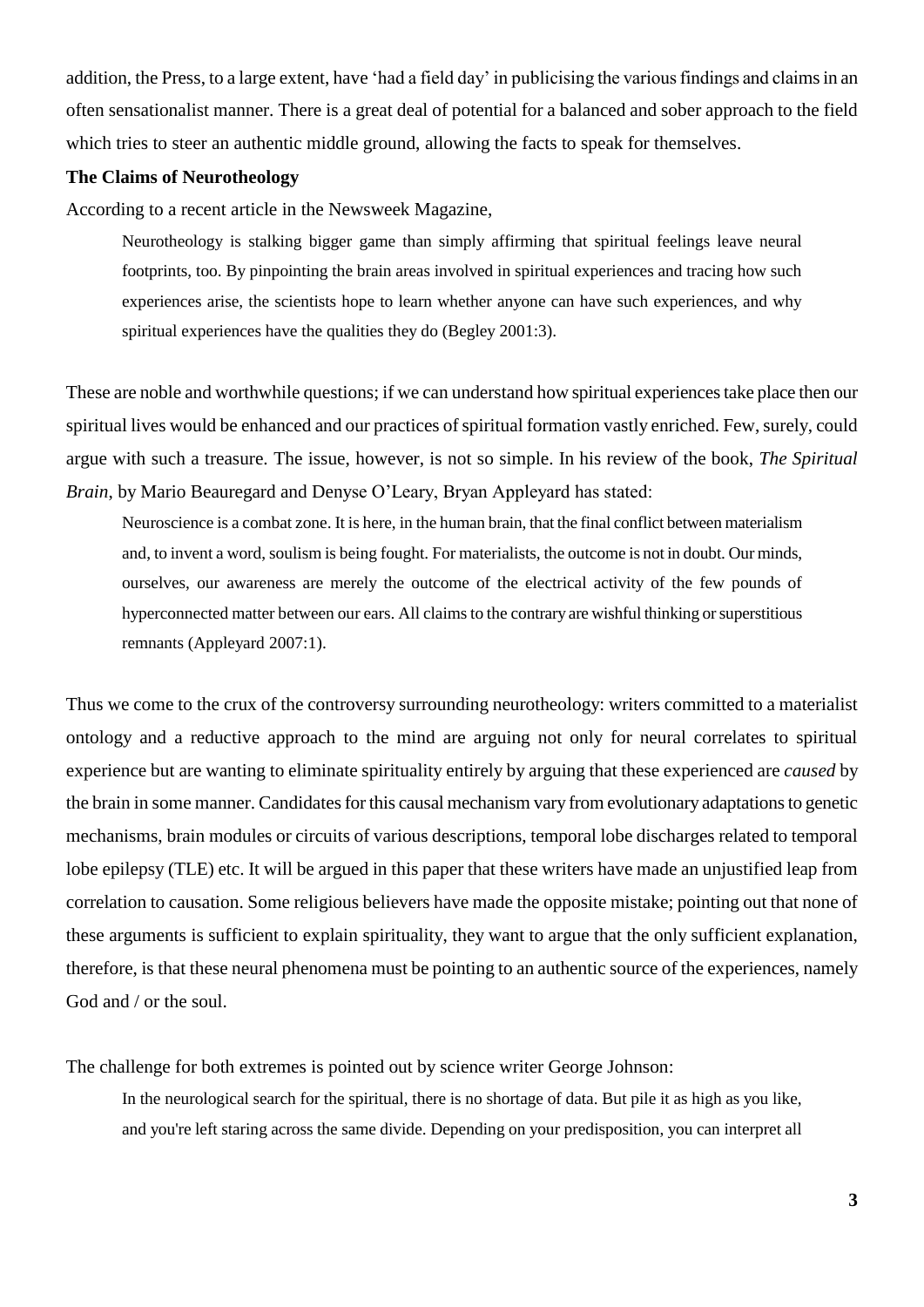addition, the Press, to a large extent, have 'had a field day' in publicising the various findings and claims in an often sensationalist manner. There is a great deal of potential for a balanced and sober approach to the field which tries to steer an authentic middle ground, allowing the facts to speak for themselves.

**The Claims of Neurotheology**

According to a recent article in the Newsweek Magazine,

> Neurotheology is stalking bigger game than simply affirming that spiritual feelings leave neural footprints, too. By pinpointing the brain areas involved in spiritual experiences and tracing how such experiences arise, the scientists hope to learn whether anyone can have such experiences, and why spiritual experiences have the qualities they do (Begley 2001:3).

These are noble and worthwhile questions; if we can understand how spiritual experiences take place then our spiritual lives would be enhanced and our practices of spiritual formation vastly enriched. Few, surely, could argue with such a treasure. The issue, however, is not so simple. In his review of the book, *The Spiritual Brain*, by Mario Beauregard and Denyse O'Leary, Bryan Appleyard has stated:

> Neuroscience is a combat zone. It is here, in the human brain, that the final conflict between materialism and, to invent a word, soulism is being fought. For materialists, the outcome is not in doubt. Our minds, ourselves, our awareness are merely the outcome of the electrical activity of the few pounds of hyperconnected matter between our ears. All claims to the contrary are wishful thinking or superstitious remnants (Appleyard 2007:1).

Thus we come to the crux of the controversy surrounding neurotheology: writers committed to a materialist ontology and a reductive approach to the mind are arguing not only for neural correlates to spiritual experience but are wanting to eliminate spirituality entirely by arguing that these experienced are *caused* by the brain in some manner. Candidates for this causal mechanism vary from evolutionary adaptations to genetic mechanisms, brain modules or circuits of various descriptions, temporal lobe discharges related to temporal lobe epilepsy (TLE) etc. It will be argued in this paper that these writers have made an unjustified leap from correlation to causation. Some religious believers have made the opposite mistake; pointing out that none of these arguments is sufficient to explain spirituality, they want to argue that the only sufficient explanation, therefore, is that these neural phenomena must be pointing to an authentic source of the experiences, namely God and / or the soul.

The challenge for both extremes is pointed out by science writer George Johnson:

> In the neurological search for the spiritual, there is no shortage of data. But pile it as high as you like, and you're left staring across the same divide. Depending on your predisposition, you can interpret all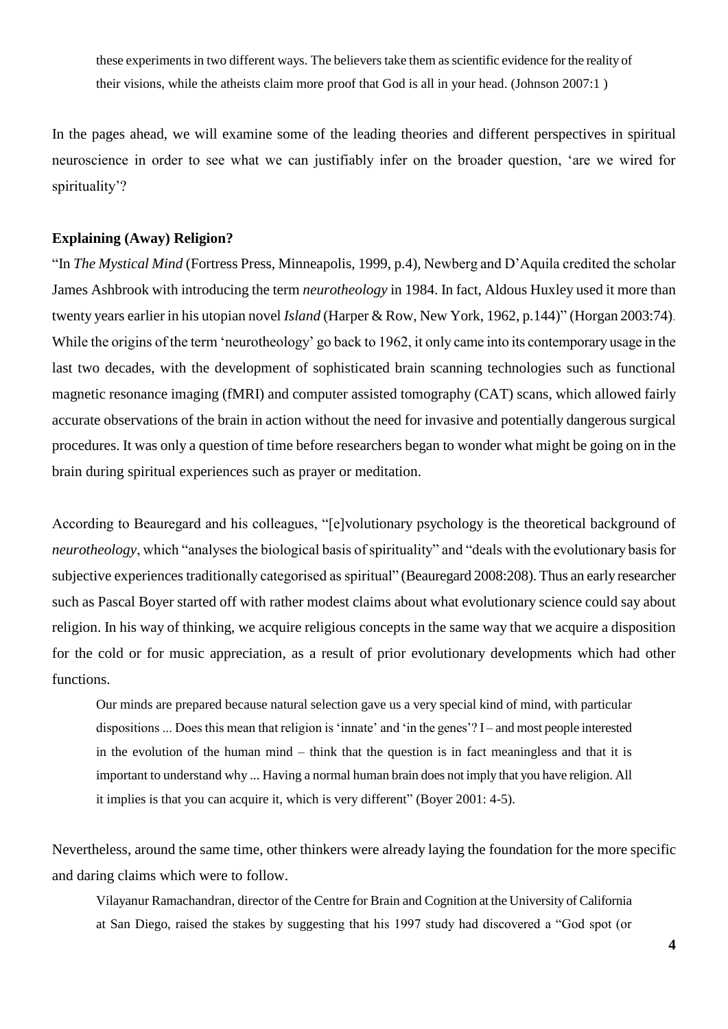> these experiments in two different ways. The believers take them as scientific evidence for the reality of their visions, while the atheists claim more proof that God is all in your head. (Johnson 2007:1 )

In the pages ahead, we will examine some of the leading theories and different perspectives in spiritual neuroscience in order to see what we can justifiably infer on the broader question, 'are we wired for spirituality'?

**Explaining (Away) Religion?**

"In *The Mystical Mind* (Fortress Press, Minneapolis, 1999, p.4), Newberg and D'Aquila credited the scholar James Ashbrook with introducing the term *neurotheology* in 1984. In fact, Aldous Huxley used it more than twenty years earlier in his utopian novel *Island* (Harper & Row, New York, 1962, p.144)" (Horgan 2003:74). While the origins of the term 'neurotheology' go back to 1962, it only came into its contemporary usage in the last two decades, with the development of sophisticated brain scanning technologies such as functional magnetic resonance imaging (fMRI) and computer assisted tomography (CAT) scans, which allowed fairly accurate observations of the brain in action without the need for invasive and potentially dangerous surgical procedures. It was only a question of time before researchers began to wonder what might be going on in the brain during spiritual experiences such as prayer or meditation.

According to Beauregard and his colleagues, "[e]volutionary psychology is the theoretical background of *neurotheology*, which "analyses the biological basis of spirituality" and "deals with the evolutionary basis for subjective experiences traditionally categorised as spiritual" (Beauregard 2008:208). Thus an early researcher such as Pascal Boyer started off with rather modest claims about what evolutionary science could say about religion. In his way of thinking, we acquire religious concepts in the same way that we acquire a disposition for the cold or for music appreciation, as a result of prior evolutionary developments which had other functions.

> Our minds are prepared because natural selection gave us a very special kind of mind, with particular dispositions ... Does this mean that religion is 'innate' and 'in the genes'? I – and most people interested in the evolution of the human mind – think that the question is in fact meaningless and that it is important to understand why ... Having a normal human brain does not imply that you have religion. All it implies is that you can acquire it, which is very different" (Boyer 2001: 4-5).

Nevertheless, around the same time, other thinkers were already laying the foundation for the more specific and daring claims which were to follow.

> Vilayanur Ramachandran, director of the Centre for Brain and Cognition at the University of California at San Diego, raised the stakes by suggesting that his 1997 study had discovered a "God spot (or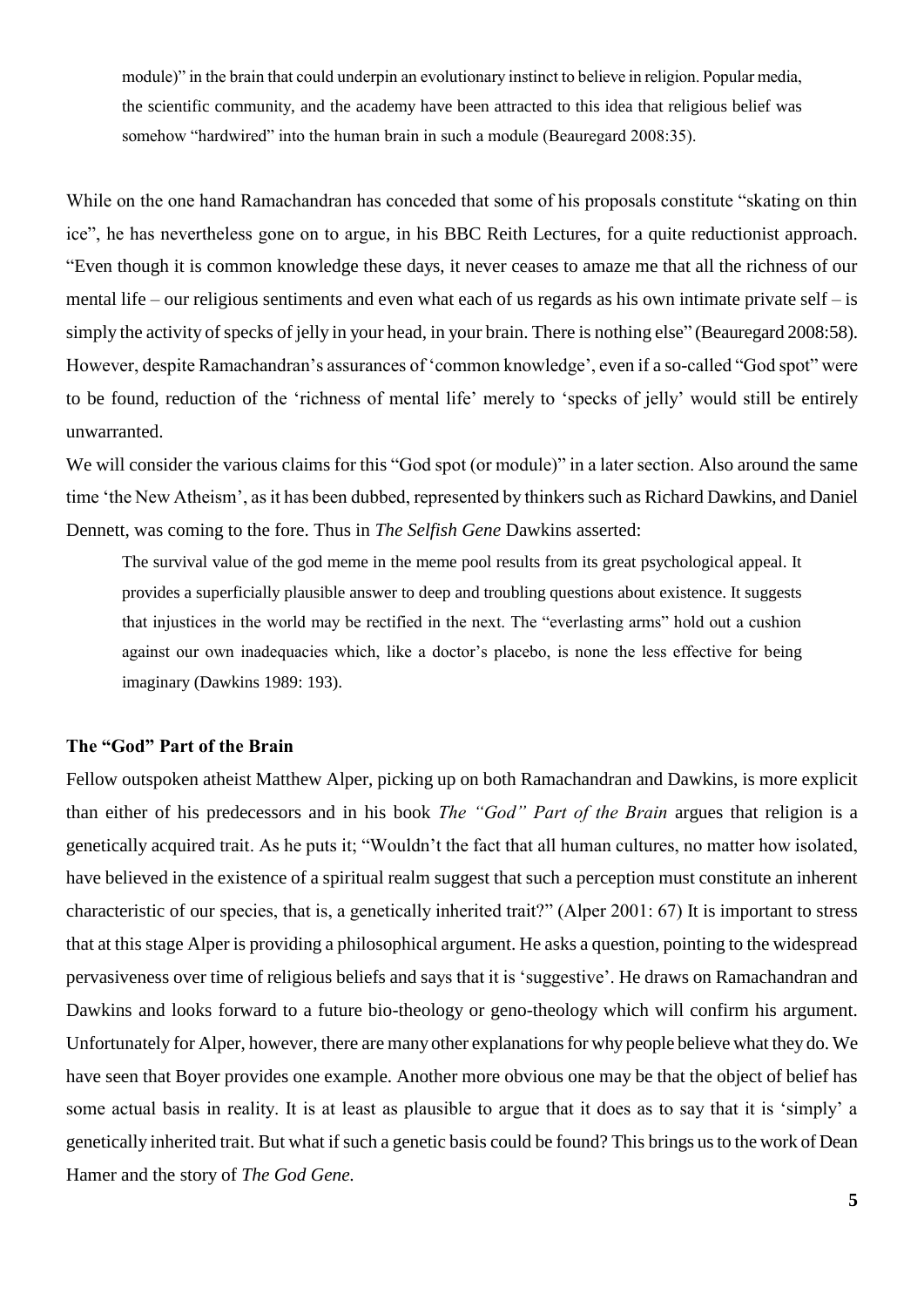> module)" in the brain that could underpin an evolutionary instinct to believe in religion. Popular media, the scientific community, and the academy have been attracted to this idea that religious belief was somehow "hardwired" into the human brain in such a module (Beauregard 2008:35).

While on the one hand Ramachandran has conceded that some of his proposals constitute "skating on thin ice", he has nevertheless gone on to argue, in his BBC Reith Lectures, for a quite reductionist approach. "Even though it is common knowledge these days, it never ceases to amaze me that all the richness of our mental life – our religious sentiments and even what each of us regards as his own intimate private self – is simply the activity of specks of jelly in your head, in your brain. There is nothing else" (Beauregard 2008:58). However, despite Ramachandran's assurances of 'common knowledge', even if a so-called "God spot" were to be found, reduction of the 'richness of mental life' merely to 'specks of jelly' would still be entirely unwarranted.

We will consider the various claims for this "God spot (or module)" in a later section. Also around the same time 'the New Atheism', as it has been dubbed, represented by thinkers such as Richard Dawkins, and Daniel Dennett, was coming to the fore. Thus in *The Selfish Gene* Dawkins asserted:

> The survival value of the god meme in the meme pool results from its great psychological appeal. It provides a superficially plausible answer to deep and troubling questions about existence. It suggests that injustices in the world may be rectified in the next. The "everlasting arms" hold out a cushion against our own inadequacies which, like a doctor's placebo, is none the less effective for being imaginary (Dawkins 1989: 193).

## The "God" Part of the Brain

Fellow outspoken atheist Matthew Alper, picking up on both Ramachandran and Dawkins, is more explicit than either of his predecessors and in his book *The "God" Part of the Brain* argues that religion is a genetically acquired trait. As he puts it; "Wouldn't the fact that all human cultures, no matter how isolated, have believed in the existence of a spiritual realm suggest that such a perception must constitute an inherent characteristic of our species, that is, a genetically inherited trait?" (Alper 2001: 67) It is important to stress that at this stage Alper is providing a philosophical argument. He asks a question, pointing to the widespread pervasiveness over time of religious beliefs and says that it is 'suggestive'. He draws on Ramachandran and Dawkins and looks forward to a future bio-theology or geno-theology which will confirm his argument. Unfortunately for Alper, however, there are many other explanations for why people believe what they do. We have seen that Boyer provides one example. Another more obvious one may be that the object of belief has some actual basis in reality. It is at least as plausible to argue that it does as to say that it is 'simply' a genetically inherited trait. But what if such a genetic basis could be found? This brings us to the work of Dean Hamer and the story of *The God Gene.*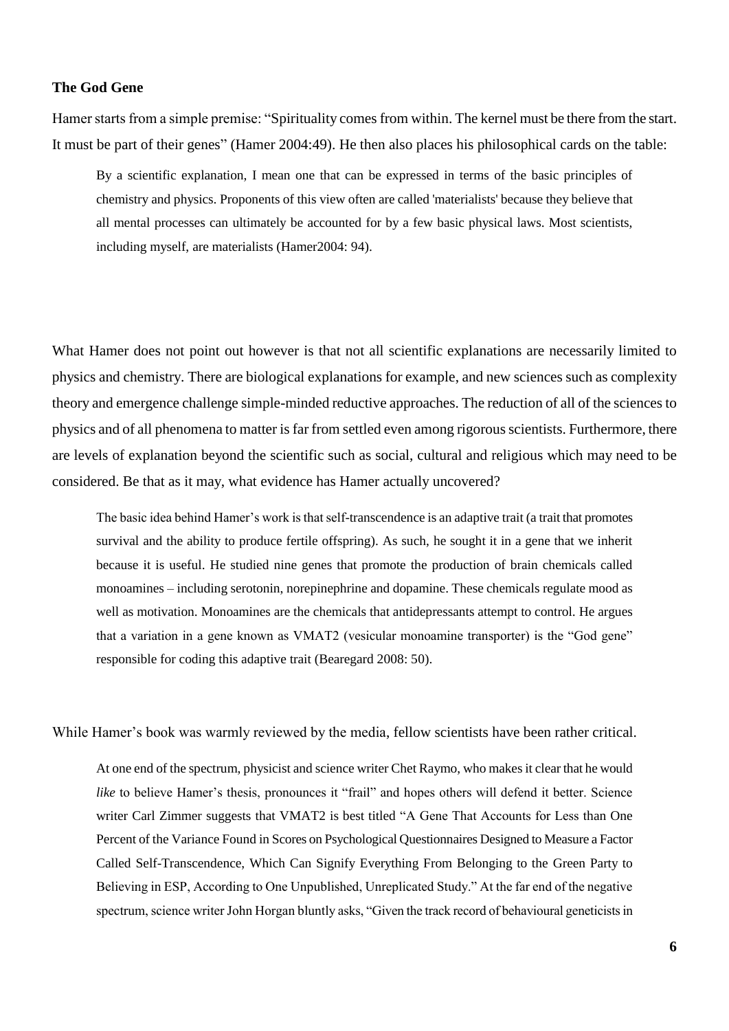**The God Gene**

Hamer starts from a simple premise: "Spirituality comes from within. The kernel must be there from the start. It must be part of their genes" (Hamer 2004:49). He then also places his philosophical cards on the table:

> By a scientific explanation, I mean one that can be expressed in terms of the basic principles of chemistry and physics. Proponents of this view often are called 'materialists' because they believe that all mental processes can ultimately be accounted for by a few basic physical laws. Most scientists, including myself, are materialists (Hamer2004: 94).

What Hamer does not point out however is that not all scientific explanations are necessarily limited to physics and chemistry. There are biological explanations for example, and new sciences such as complexity theory and emergence challenge simple-minded reductive approaches. The reduction of all of the sciences to physics and of all phenomena to matter is far from settled even among rigorous scientists. Furthermore, there are levels of explanation beyond the scientific such as social, cultural and religious which may need to be considered. Be that as it may, what evidence has Hamer actually uncovered?

> The basic idea behind Hamer's work is that self-transcendence is an adaptive trait (a trait that promotes survival and the ability to produce fertile offspring). As such, he sought it in a gene that we inherit because it is useful. He studied nine genes that promote the production of brain chemicals called monoamines – including serotonin, norepinephrine and dopamine. These chemicals regulate mood as well as motivation. Monoamines are the chemicals that antidepressants attempt to control. He argues that a variation in a gene known as VMAT2 (vesicular monoamine transporter) is the "God gene" responsible for coding this adaptive trait (Bearegard 2008: 50).

While Hamer's book was warmly reviewed by the media, fellow scientists have been rather critical.

> At one end of the spectrum, physicist and science writer Chet Raymo, who makes it clear that he would *like* to believe Hamer's thesis, pronounces it "frail" and hopes others will defend it better. Science writer Carl Zimmer suggests that VMAT2 is best titled "A Gene That Accounts for Less than One Percent of the Variance Found in Scores on Psychological Questionnaires Designed to Measure a Factor Called Self-Transcendence, Which Can Signify Everything From Belonging to the Green Party to Believing in ESP, According to One Unpublished, Unreplicated Study." At the far end of the negative spectrum, science writer John Horgan bluntly asks, "Given the track record of behavioural geneticists in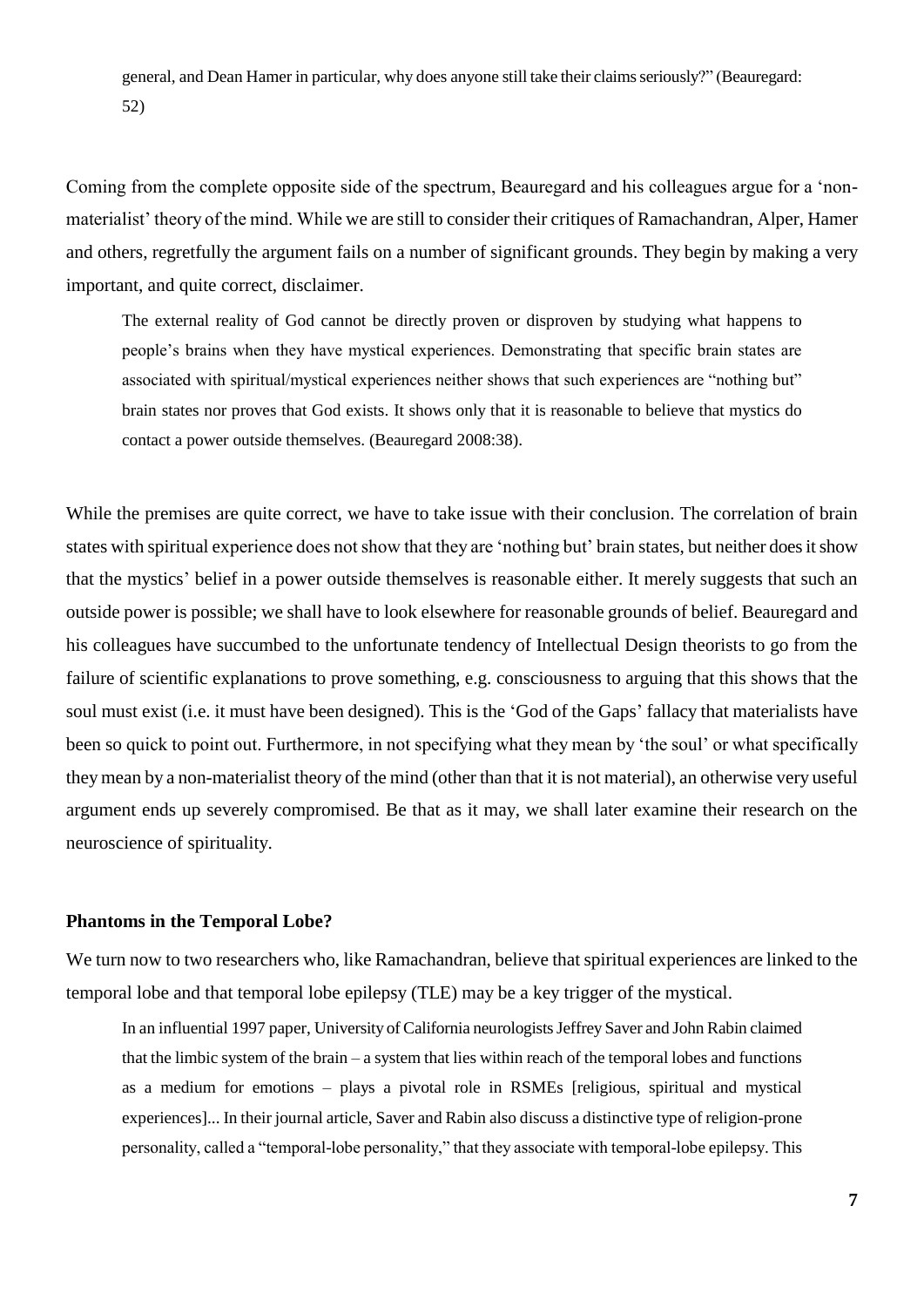general, and Dean Hamer in particular, why does anyone still take their claims seriously?" (Beauregard: 52)

Coming from the complete opposite side of the spectrum, Beauregard and his colleagues argue for a 'non-materialist' theory of the mind. While we are still to consider their critiques of Ramachandran, Alper, Hamer and others, regretfully the argument fails on a number of significant grounds. They begin by making a very important, and quite correct, disclaimer.

> The external reality of God cannot be directly proven or disproven by studying what happens to people's brains when they have mystical experiences. Demonstrating that specific brain states are associated with spiritual/mystical experiences neither shows that such experiences are "nothing but" brain states nor proves that God exists. It shows only that it is reasonable to believe that mystics do contact a power outside themselves. (Beauregard 2008:38).

While the premises are quite correct, we have to take issue with their conclusion. The correlation of brain states with spiritual experience does not show that they are 'nothing but' brain states, but neither does it show that the mystics' belief in a power outside themselves is reasonable either. It merely suggests that such an outside power is possible; we shall have to look elsewhere for reasonable grounds of belief. Beauregard and his colleagues have succumbed to the unfortunate tendency of Intellectual Design theorists to go from the failure of scientific explanations to prove something, e.g. consciousness to arguing that this shows that the soul must exist (i.e. it must have been designed). This is the 'God of the Gaps' fallacy that materialists have been so quick to point out. Furthermore, in not specifying what they mean by 'the soul' or what specifically they mean by a non-materialist theory of the mind (other than that it is not material), an otherwise very useful argument ends up severely compromised. Be that as it may, we shall later examine their research on the neuroscience of spirituality.

**Phantoms in the Temporal Lobe?**

We turn now to two researchers who, like Ramachandran, believe that spiritual experiences are linked to the temporal lobe and that temporal lobe epilepsy (TLE) may be a key trigger of the mystical.

> In an influential 1997 paper, University of California neurologists Jeffrey Saver and John Rabin claimed that the limbic system of the brain – a system that lies within reach of the temporal lobes and functions as a medium for emotions – plays a pivotal role in RSMEs [religious, spiritual and mystical experiences]... In their journal article, Saver and Rabin also discuss a distinctive type of religion-prone personality, called a "temporal-lobe personality," that they associate with temporal-lobe epilepsy. This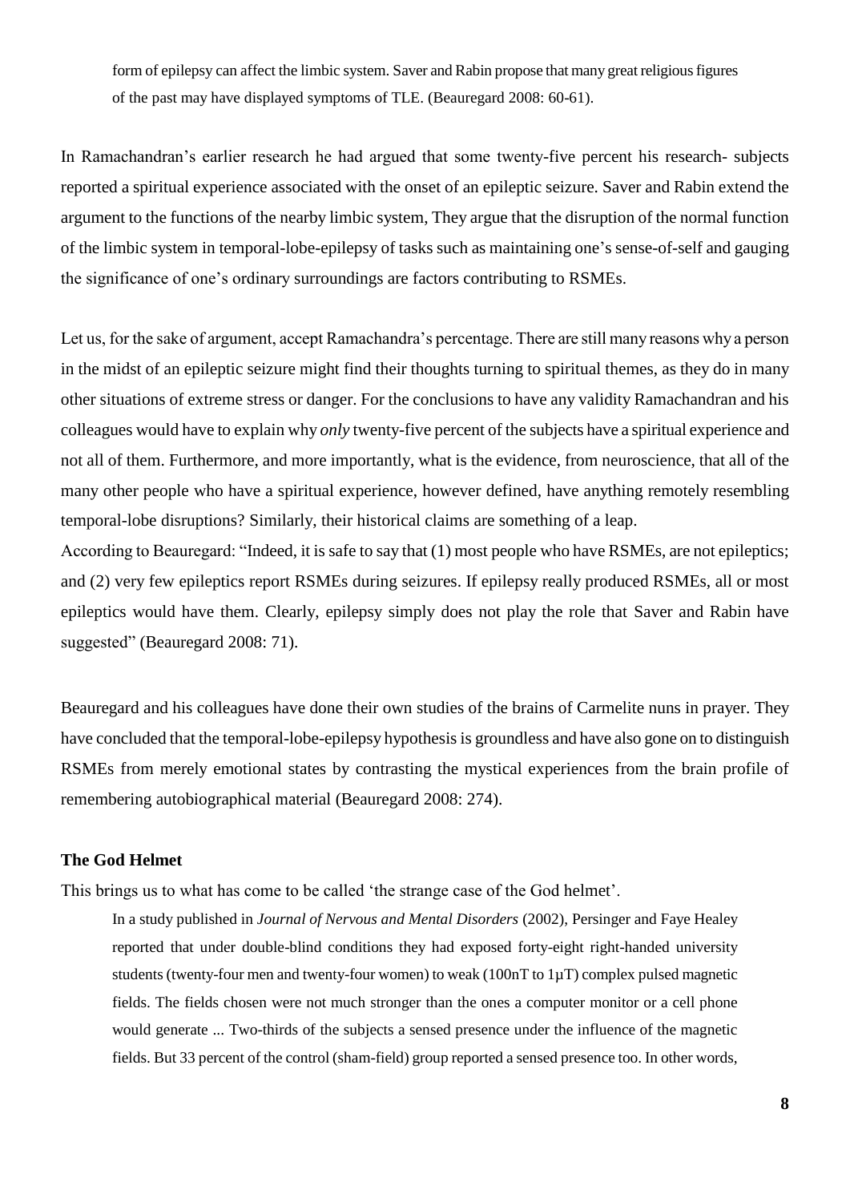> form of epilepsy can affect the limbic system. Saver and Rabin propose that many great religious figures of the past may have displayed symptoms of TLE. (Beauregard 2008: 60-61).

In Ramachandran's earlier research he had argued that some twenty-five percent his research- subjects reported a spiritual experience associated with the onset of an epileptic seizure. Saver and Rabin extend the argument to the functions of the nearby limbic system, They argue that the disruption of the normal function of the limbic system in temporal-lobe-epilepsy of tasks such as maintaining one's sense-of-self and gauging the significance of one's ordinary surroundings are factors contributing to RSMEs.

Let us, for the sake of argument, accept Ramachandra's percentage. There are still many reasons why a person in the midst of an epileptic seizure might find their thoughts turning to spiritual themes, as they do in many other situations of extreme stress or danger. For the conclusions to have any validity Ramachandran and his colleagues would have to explain why *only* twenty-five percent of the subjects have a spiritual experience and not all of them. Furthermore, and more importantly, what is the evidence, from neuroscience, that all of the many other people who have a spiritual experience, however defined, have anything remotely resembling temporal-lobe disruptions? Similarly, their historical claims are something of a leap.

According to Beauregard: "Indeed, it is safe to say that (1) most people who have RSMEs, are not epileptics; and (2) very few epileptics report RSMEs during seizures. If epilepsy really produced RSMEs, all or most epileptics would have them. Clearly, epilepsy simply does not play the role that Saver and Rabin have suggested" (Beauregard 2008: 71).

Beauregard and his colleagues have done their own studies of the brains of Carmelite nuns in prayer. They have concluded that the temporal-lobe-epilepsy hypothesis is groundless and have also gone on to distinguish RSMEs from merely emotional states by contrasting the mystical experiences from the brain profile of remembering autobiographical material (Beauregard 2008: 274).

**The God Helmet**

This brings us to what has come to be called 'the strange case of the God helmet'.

> In a study published in *Journal of Nervous and Mental Disorders* (2002), Persinger and Faye Healey reported that under double-blind conditions they had exposed forty-eight right-handed university students (twenty-four men and twenty-four women) to weak (100nT to 1μT) complex pulsed magnetic fields. The fields chosen were not much stronger than the ones a computer monitor or a cell phone would generate ... Two-thirds of the subjects a sensed presence under the influence of the magnetic fields. But 33 percent of the control (sham-field) group reported a sensed presence too. In other words,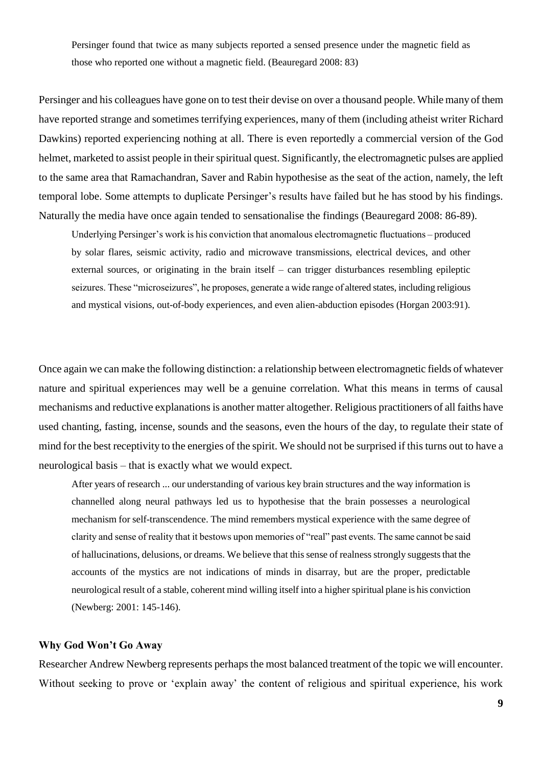> Persinger found that twice as many subjects reported a sensed presence under the magnetic field as those who reported one without a magnetic field. (Beauregard 2008: 83)

Persinger and his colleagues have gone on to test their devise on over a thousand people. While many of them have reported strange and sometimes terrifying experiences, many of them (including atheist writer Richard Dawkins) reported experiencing nothing at all. There is even reportedly a commercial version of the God helmet, marketed to assist people in their spiritual quest. Significantly, the electromagnetic pulses are applied to the same area that Ramachandran, Saver and Rabin hypothesise as the seat of the action, namely, the left temporal lobe. Some attempts to duplicate Persinger's results have failed but he has stood by his findings. Naturally the media have once again tended to sensationalise the findings (Beauregard 2008: 86-89).

> Underlying Persinger's work is his conviction that anomalous electromagnetic fluctuations – produced by solar flares, seismic activity, radio and microwave transmissions, electrical devices, and other external sources, or originating in the brain itself – can trigger disturbances resembling epileptic seizures. These "microseizures", he proposes, generate a wide range of altered states, including religious and mystical visions, out-of-body experiences, and even alien-abduction episodes (Horgan 2003:91).

Once again we can make the following distinction: a relationship between electromagnetic fields of whatever nature and spiritual experiences may well be a genuine correlation. What this means in terms of causal mechanisms and reductive explanations is another matter altogether. Religious practitioners of all faiths have used chanting, fasting, incense, sounds and the seasons, even the hours of the day, to regulate their state of mind for the best receptivity to the energies of the spirit. We should not be surprised if this turns out to have a neurological basis – that is exactly what we would expect.

> After years of research ... our understanding of various key brain structures and the way information is channelled along neural pathways led us to hypothesise that the brain possesses a neurological mechanism for self-transcendence. The mind remembers mystical experience with the same degree of clarity and sense of reality that it bestows upon memories of "real" past events. The same cannot be said of hallucinations, delusions, or dreams. We believe that this sense of realness strongly suggests that the accounts of the mystics are not indications of minds in disarray, but are the proper, predictable neurological result of a stable, coherent mind willing itself into a higher spiritual plane is his conviction (Newberg: 2001: 145-146).

**Why God Won't Go Away**

Researcher Andrew Newberg represents perhaps the most balanced treatment of the topic we will encounter. Without seeking to prove or 'explain away' the content of religious and spiritual experience, his work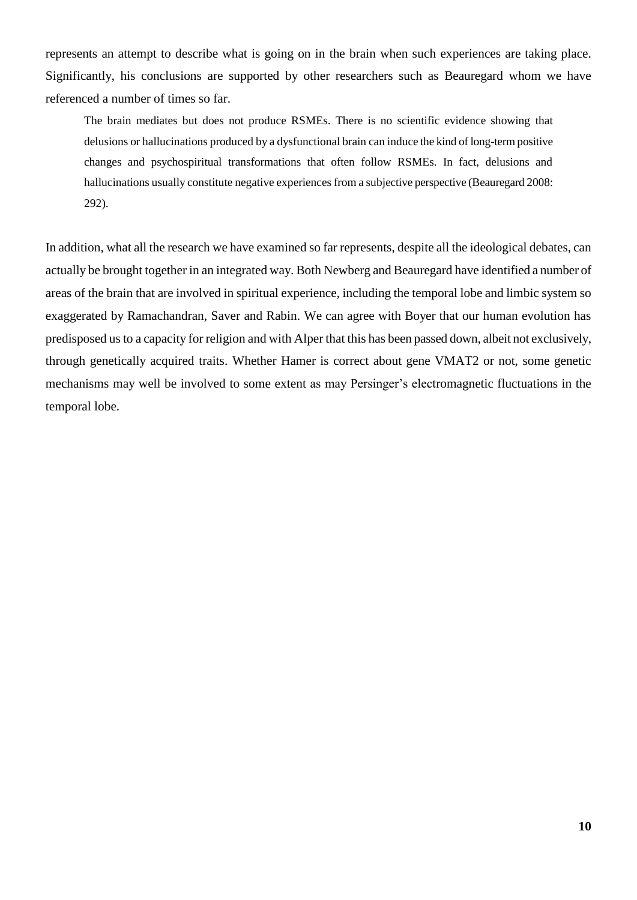represents an attempt to describe what is going on in the brain when such experiences are taking place. Significantly, his conclusions are supported by other researchers such as Beauregard whom we have referenced a number of times so far.

> The brain mediates but does not produce RSMEs. There is no scientific evidence showing that delusions or hallucinations produced by a dysfunctional brain can induce the kind of long-term positive changes and psychospiritual transformations that often follow RSMEs. In fact, delusions and hallucinations usually constitute negative experiences from a subjective perspective (Beauregard 2008: 292).

In addition, what all the research we have examined so far represents, despite all the ideological debates, can actually be brought together in an integrated way. Both Newberg and Beauregard have identified a number of areas of the brain that are involved in spiritual experience, including the temporal lobe and limbic system so exaggerated by Ramachandran, Saver and Rabin. We can agree with Boyer that our human evolution has predisposed us to a capacity for religion and with Alper that this has been passed down, albeit not exclusively, through genetically acquired traits. Whether Hamer is correct about gene VMAT2 or not, some genetic mechanisms may well be involved to some extent as may Persinger's electromagnetic fluctuations in the temporal lobe.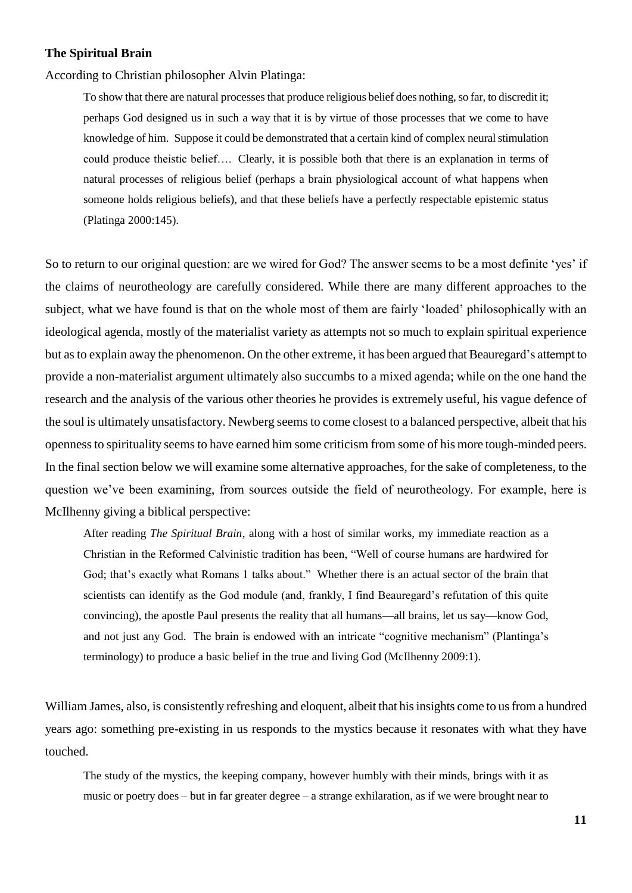**The Spiritual Brain**

According to Christian philosopher Alvin Platinga:

> To show that there are natural processes that produce religious belief does nothing, so far, to discredit it; perhaps God designed us in such a way that it is by virtue of those processes that we come to have knowledge of him. Suppose it could be demonstrated that a certain kind of complex neural stimulation could produce theistic belief…. Clearly, it is possible both that there is an explanation in terms of natural processes of religious belief (perhaps a brain physiological account of what happens when someone holds religious beliefs), and that these beliefs have a perfectly respectable epistemic status (Platinga 2000:145).

So to return to our original question: are we wired for God? The answer seems to be a most definite 'yes' if the claims of neurotheology are carefully considered. While there are many different approaches to the subject, what we have found is that on the whole most of them are fairly 'loaded' philosophically with an ideological agenda, mostly of the materialist variety as attempts not so much to explain spiritual experience but as to explain away the phenomenon. On the other extreme, it has been argued that Beauregard's attempt to provide a non-materialist argument ultimately also succumbs to a mixed agenda; while on the one hand the research and the analysis of the various other theories he provides is extremely useful, his vague defence of the soul is ultimately unsatisfactory. Newberg seems to come closest to a balanced perspective, albeit that his openness to spirituality seems to have earned him some criticism from some of his more tough-minded peers. In the final section below we will examine some alternative approaches, for the sake of completeness, to the question we've been examining, from sources outside the field of neurotheology. For example, here is McIlhenny giving a biblical perspective:

> After reading *The Spiritual Brain*, along with a host of similar works, my immediate reaction as a Christian in the Reformed Calvinistic tradition has been, "Well of course humans are hardwired for God; that's exactly what Romans 1 talks about." Whether there is an actual sector of the brain that scientists can identify as the God module (and, frankly, I find Beauregard's refutation of this quite convincing), the apostle Paul presents the reality that all humans—all brains, let us say—know God, and not just any God. The brain is endowed with an intricate "cognitive mechanism" (Plantinga's terminology) to produce a basic belief in the true and living God (McIlhenny 2009:1).

William James, also, is consistently refreshing and eloquent, albeit that his insights come to us from a hundred years ago: something pre-existing in us responds to the mystics because it resonates with what they have touched.

> The study of the mystics, the keeping company, however humbly with their minds, brings with it as music or poetry does – but in far greater degree – a strange exhilaration, as if we were brought near to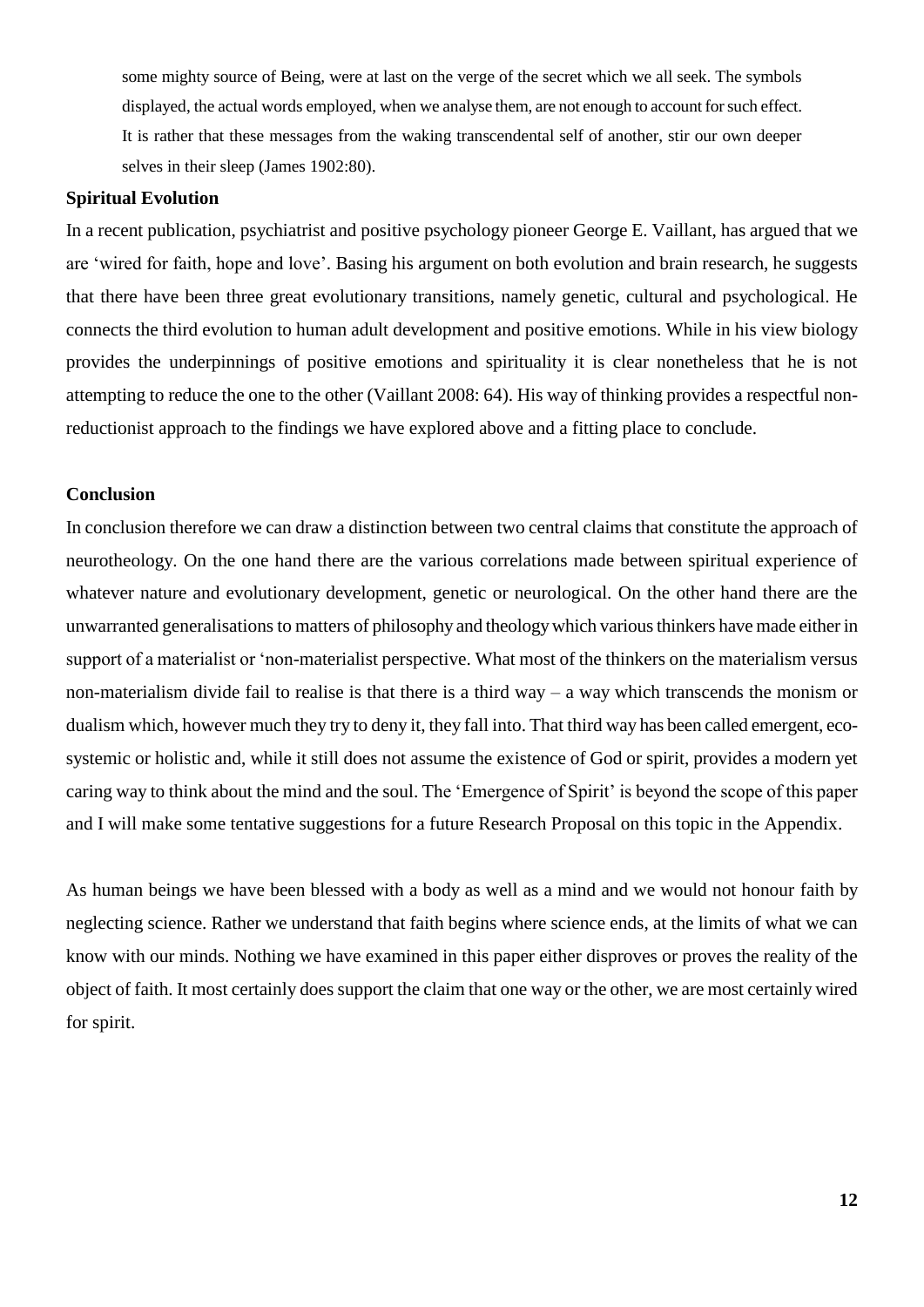> some mighty source of Being, were at last on the verge of the secret which we all seek. The symbols displayed, the actual words employed, when we analyse them, are not enough to account for such effect. It is rather that these messages from the waking transcendental self of another, stir our own deeper selves in their sleep (James 1902:80).

**Spiritual Evolution**

In a recent publication, psychiatrist and positive psychology pioneer George E. Vaillant, has argued that we are 'wired for faith, hope and love'. Basing his argument on both evolution and brain research, he suggests that there have been three great evolutionary transitions, namely genetic, cultural and psychological. He connects the third evolution to human adult development and positive emotions. While in his view biology provides the underpinnings of positive emotions and spirituality it is clear nonetheless that he is not attempting to reduce the one to the other (Vaillant 2008: 64). His way of thinking provides a respectful non-reductionist approach to the findings we have explored above and a fitting place to conclude.

**Conclusion**

In conclusion therefore we can draw a distinction between two central claims that constitute the approach of neurotheology. On the one hand there are the various correlations made between spiritual experience of whatever nature and evolutionary development, genetic or neurological. On the other hand there are the unwarranted generalisations to matters of philosophy and theology which various thinkers have made either in support of a materialist or 'non-materialist perspective. What most of the thinkers on the materialism versus non-materialism divide fail to realise is that there is a third way – a way which transcends the monism or dualism which, however much they try to deny it, they fall into. That third way has been called emergent, eco-systemic or holistic and, while it still does not assume the existence of God or spirit, provides a modern yet caring way to think about the mind and the soul. The 'Emergence of Spirit' is beyond the scope of this paper and I will make some tentative suggestions for a future Research Proposal on this topic in the Appendix.

As human beings we have been blessed with a body as well as a mind and we would not honour faith by neglecting science. Rather we understand that faith begins where science ends, at the limits of what we can know with our minds. Nothing we have examined in this paper either disproves or proves the reality of the object of faith. It most certainly does support the claim that one way or the other, we are most certainly wired for spirit.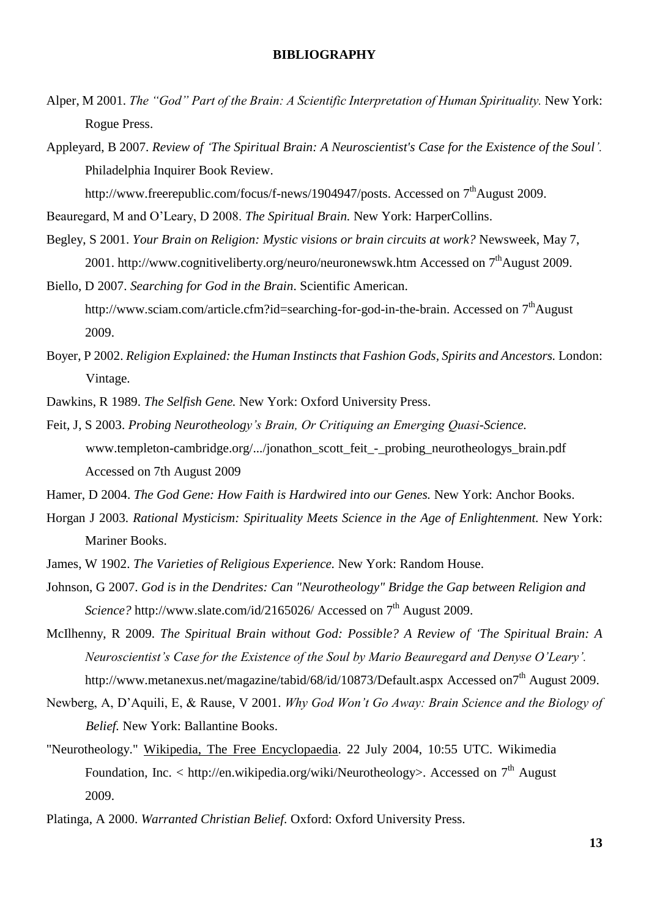**BIBLIOGRAPHY**

Alper, M 2001. *The "God" Part of the Brain: A Scientific Interpretation of Human Spirituality.* New York: Rogue Press.

Appleyard, B 2007. *Review of 'The Spiritual Brain: A Neuroscientist's Case for the Existence of the Soul'.* Philadelphia Inquirer Book Review. http://www.freerepublic.com/focus/f-news/1904947/posts. Accessed on 7th August 2009.

Beauregard, M and O'Leary, D 2008. *The Spiritual Brain.* New York: HarperCollins.

Begley, S 2001. *Your Brain on Religion: Mystic visions or brain circuits at work?* Newsweek, May 7, 2001. http://www.cognitiveliberty.org/neuro/neuronewswk.htm Accessed on 7th August 2009.

Biello, D 2007. *Searching for God in the Brain*. Scientific American. http://www.sciam.com/article.cfm?id=searching-for-god-in-the-brain. Accessed on 7th August 2009.

Boyer, P 2002. *Religion Explained: the Human Instincts that Fashion Gods, Spirits and Ancestors.* London: Vintage.

Dawkins, R 1989. *The Selfish Gene.* New York: Oxford University Press.

Feit, J, S 2003. *Probing Neurotheology's Brain, Or Critiquing an Emerging Quasi-Science.* www.templeton-cambridge.org/.../jonathon_scott_feit_-_probing_neurotheologys_brain.pdf Accessed on 7th August 2009

Hamer, D 2004. *The God Gene: How Faith is Hardwired into our Genes.* New York: Anchor Books.

Horgan J 2003. *Rational Mysticism: Spirituality Meets Science in the Age of Enlightenment.* New York: Mariner Books.

James, W 1902. *The Varieties of Religious Experience.* New York: Random House.

Johnson, G 2007. *God is in the Dendrites: Can "Neurotheology" Bridge the Gap between Religion and Science?* http://www.slate.com/id/2165026/ Accessed on 7th August 2009.

McIlhenny, R 2009. *The Spiritual Brain without God: Possible? A Review of 'The Spiritual Brain: A Neuroscientist's Case for the Existence of the Soul by Mario Beauregard and Denyse O'Leary'.* http://www.metanexus.net/magazine/tabid/68/id/10873/Default.aspx Accessed on7th August 2009.

Newberg, A, D'Aquili, E, & Rause, V 2001. *Why God Won't Go Away: Brain Science and the Biology of Belief.* New York: Ballantine Books.

"Neurotheology." Wikipedia, The Free Encyclopaedia. 22 July 2004, 10:55 UTC. Wikimedia Foundation, Inc. < http://en.wikipedia.org/wiki/Neurotheology>. Accessed on 7th August 2009.

Platinga, A 2000. *Warranted Christian Belief.* Oxford: Oxford University Press.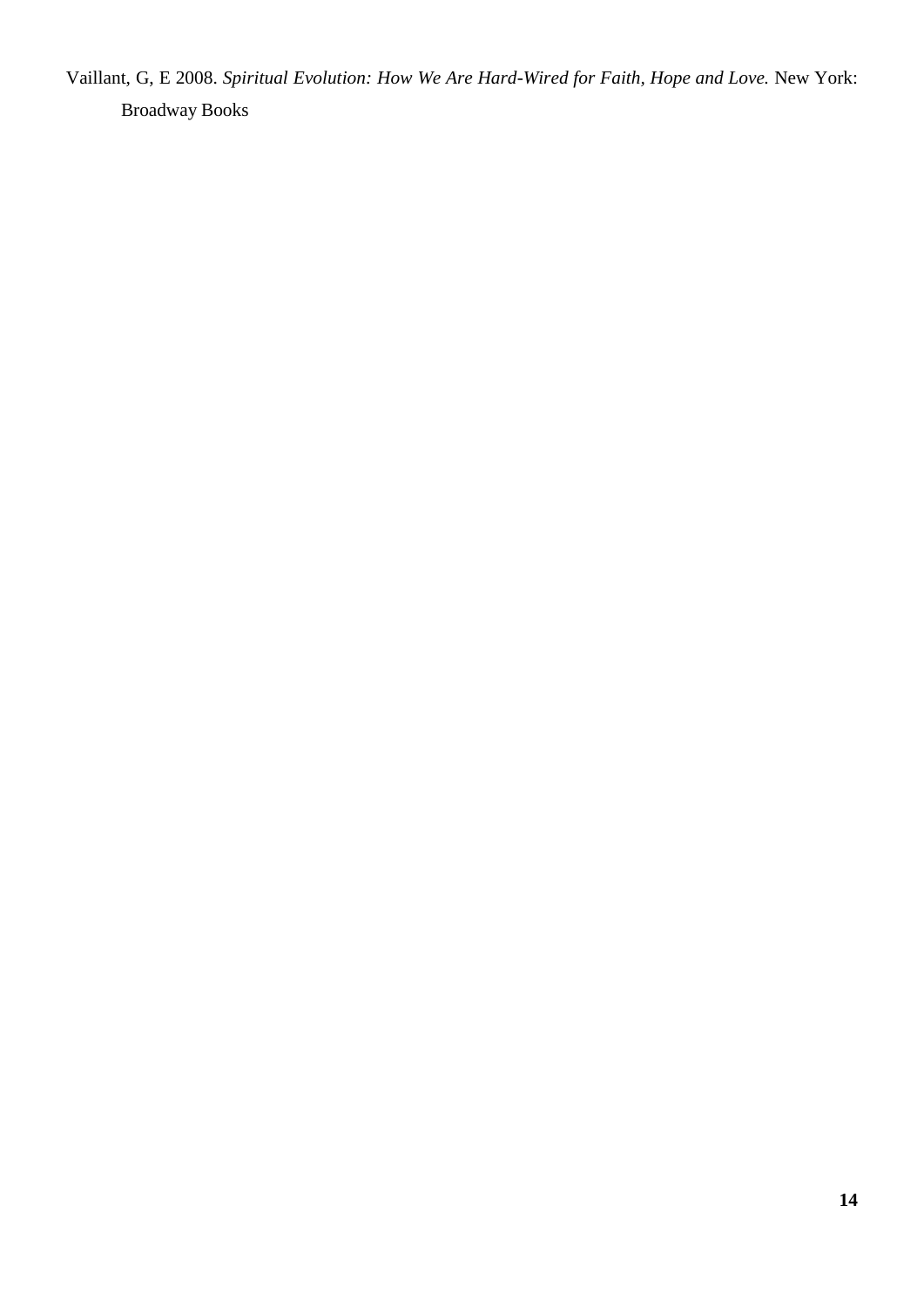Vaillant, G, E 2008. *Spiritual Evolution: How We Are Hard-Wired for Faith, Hope and Love.* New York: Broadway Books